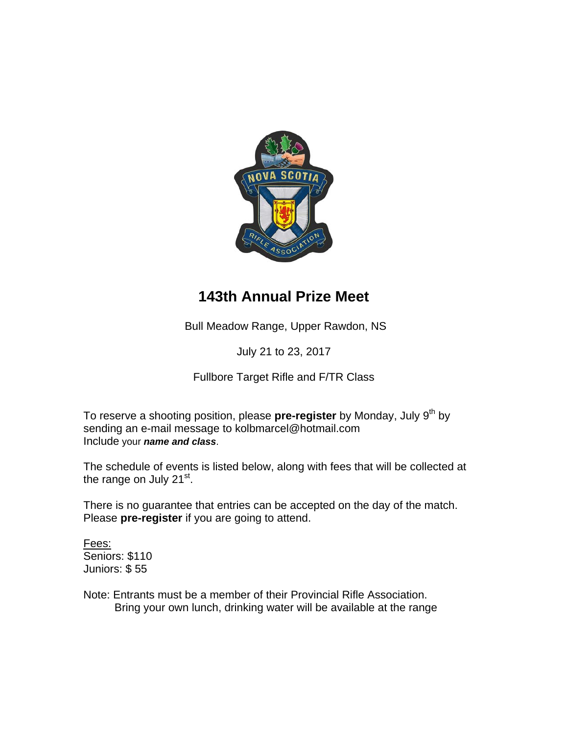# 143th Annual Prize Meet

Bull Meadow Range, Upper Rawdon, NS

July 21 to 23, 2017

Fullbore Target Rifle and F/TR Class

To reserve a shooting position, please **pre-register** by Monday, July 9th by sending an e-mail message to kolbmarcel@hotmail.com
Include your ***name and class***.

The schedule of events is listed below, along with fees that will be collected at the range on July 21st.

There is no guarantee that entries can be accepted on the day of the match. Please **pre-register** if you are going to attend.

Fees:
Seniors: $110
Juniors: $ 55

Note: Entrants must be a member of their Provincial Rifle Association.
Bring your own lunch, drinking water will be available at the range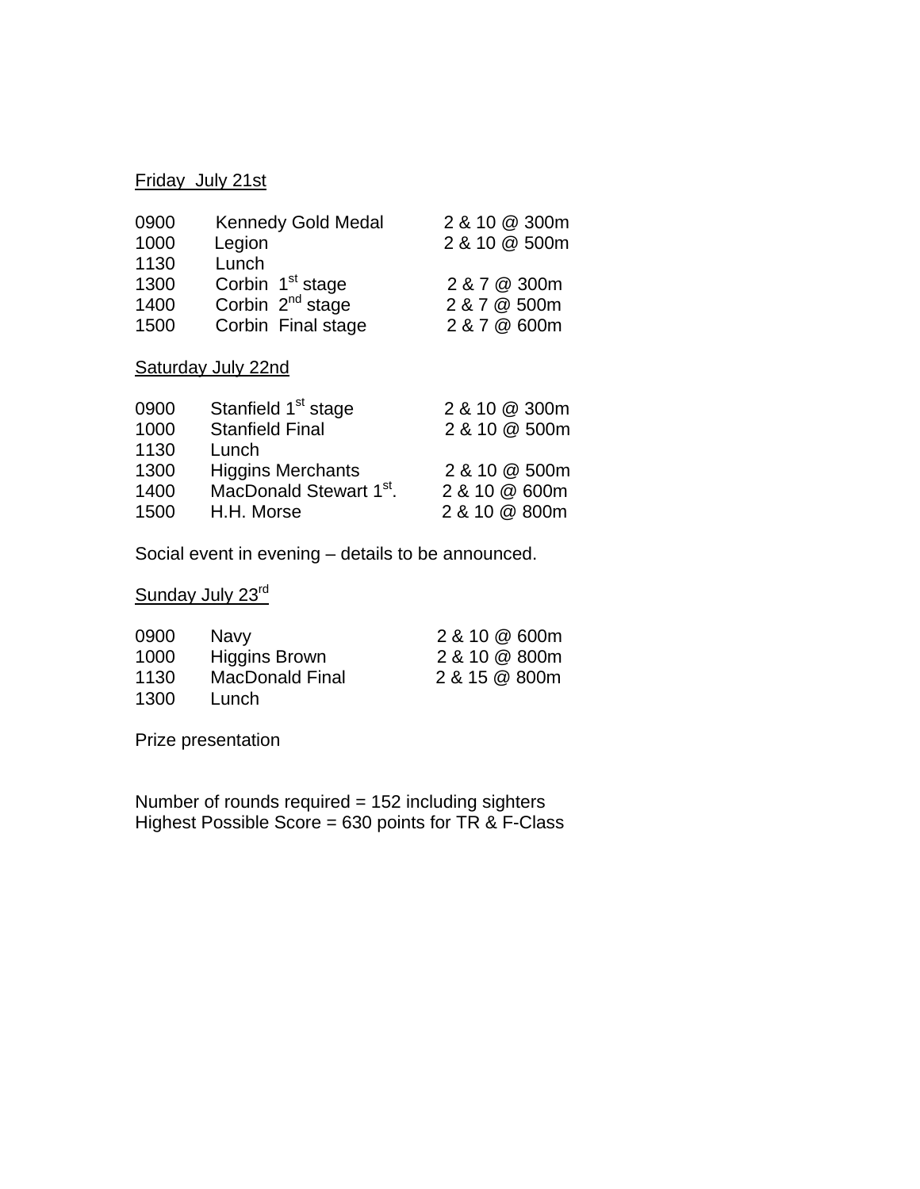<u>Friday July 21st</u>

| | | |
|---|---|---|
| 0900 | Kennedy Gold Medal | 2 & 10 @ 300m |
| 1000 | Legion | 2 & 10 @ 500m |
| 1130 | Lunch | |
| 1300 | Corbin 1st stage | 2 & 7 @ 300m |
| 1400 | Corbin 2nd stage | 2 & 7 @ 500m |
| 1500 | Corbin Final stage | 2 & 7 @ 600m |

<u>Saturday July 22nd</u>

| | | |
|---|---|---|
| 0900 | Stanfield 1st stage | 2 & 10 @ 300m |
| 1000 | Stanfield Final | 2 & 10 @ 500m |
| 1130 | Lunch | |
| 1300 | Higgins Merchants | 2 & 10 @ 500m |
| 1400 | MacDonald Stewart 1st. | 2 & 10 @ 600m |
| 1500 | H.H. Morse | 2 & 10 @ 800m |

Social event in evening – details to be announced.

<u>Sunday July 23rd</u>

| | | |
|---|---|---|
| 0900 | Navy | 2 & 10 @ 600m |
| 1000 | Higgins Brown | 2 & 10 @ 800m |
| 1130 | MacDonald Final | 2 & 15 @ 800m |
| 1300 | Lunch | |

Prize presentation

Number of rounds required = 152 including sighters
Highest Possible Score = 630 points for TR & F-Class